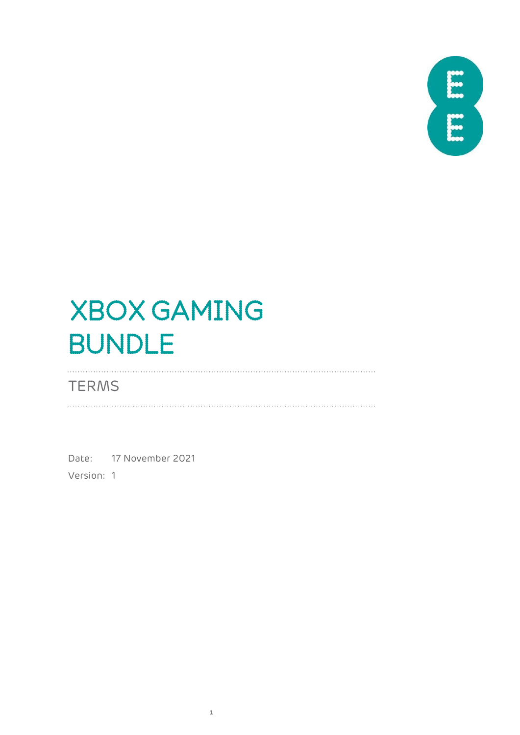# XBOX GAMING BUNDLE

## TERMS

Date: 17 November 2021

Version: 1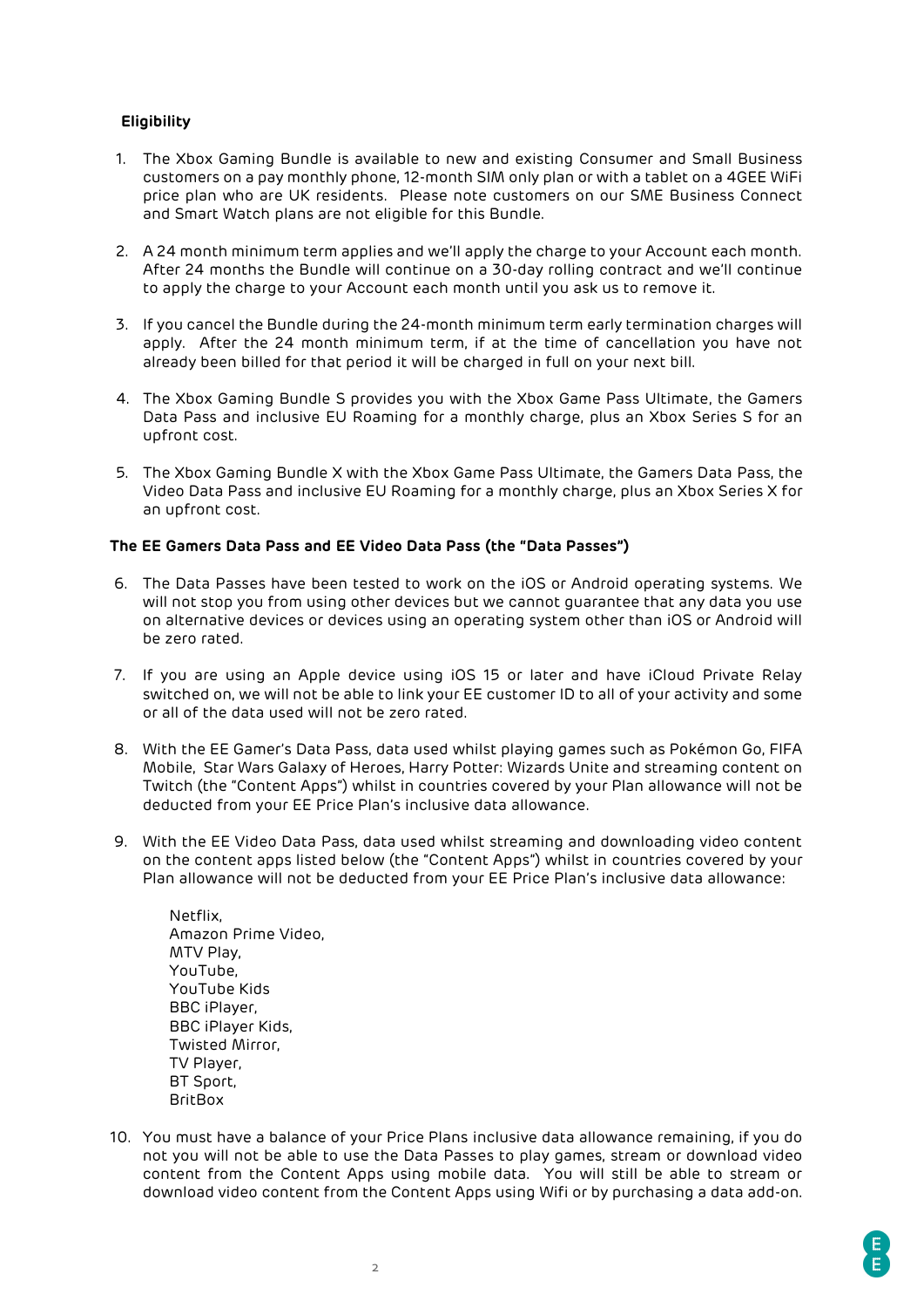**Eligibility**

1. The Xbox Gaming Bundle is available to new and existing Consumer and Small Business customers on a pay monthly phone, 12-month SIM only plan or with a tablet on a 4GEE WiFi price plan who are UK residents. Please note customers on our SME Business Connect and Smart Watch plans are not eligible for this Bundle.

2. A 24 month minimum term applies and we'll apply the charge to your Account each month. After 24 months the Bundle will continue on a 30-day rolling contract and we'll continue to apply the charge to your Account each month until you ask us to remove it.

3. If you cancel the Bundle during the 24-month minimum term early termination charges will apply. After the 24 month minimum term, if at the time of cancellation you have not already been billed for that period it will be charged in full on your next bill.

4. The Xbox Gaming Bundle S provides you with the Xbox Game Pass Ultimate, the Gamers Data Pass and inclusive EU Roaming for a monthly charge, plus an Xbox Series S for an upfront cost.

5. The Xbox Gaming Bundle X with the Xbox Game Pass Ultimate, the Gamers Data Pass, the Video Data Pass and inclusive EU Roaming for a monthly charge, plus an Xbox Series X for an upfront cost.

**The EE Gamers Data Pass and EE Video Data Pass (the "Data Passes")**

6. The Data Passes have been tested to work on the iOS or Android operating systems. We will not stop you from using other devices but we cannot guarantee that any data you use on alternative devices or devices using an operating system other than iOS or Android will be zero rated.

7. If you are using an Apple device using iOS 15 or later and have iCloud Private Relay switched on, we will not be able to link your EE customer ID to all of your activity and some or all of the data used will not be zero rated.

8. With the EE Gamer's Data Pass, data used whilst playing games such as Pokémon Go, FIFA Mobile, Star Wars Galaxy of Heroes, Harry Potter: Wizards Unite and streaming content on Twitch (the "Content Apps") whilst in countries covered by your Plan allowance will not be deducted from your EE Price Plan's inclusive data allowance.

9. With the EE Video Data Pass, data used whilst streaming and downloading video content on the content apps listed below (the "Content Apps") whilst in countries covered by your Plan allowance will not be deducted from your EE Price Plan's inclusive data allowance:

   Netflix,
   Amazon Prime Video,
   MTV Play,
   YouTube,
   YouTube Kids
   BBC iPlayer,
   BBC iPlayer Kids,
   Twisted Mirror,
   TV Player,
   BT Sport,
   BritBox

10. You must have a balance of your Price Plans inclusive data allowance remaining, if you do not you will not be able to use the Data Passes to play games, stream or download video content from the Content Apps using mobile data. You will still be able to stream or download video content from the Content Apps using Wifi or by purchasing a data add-on.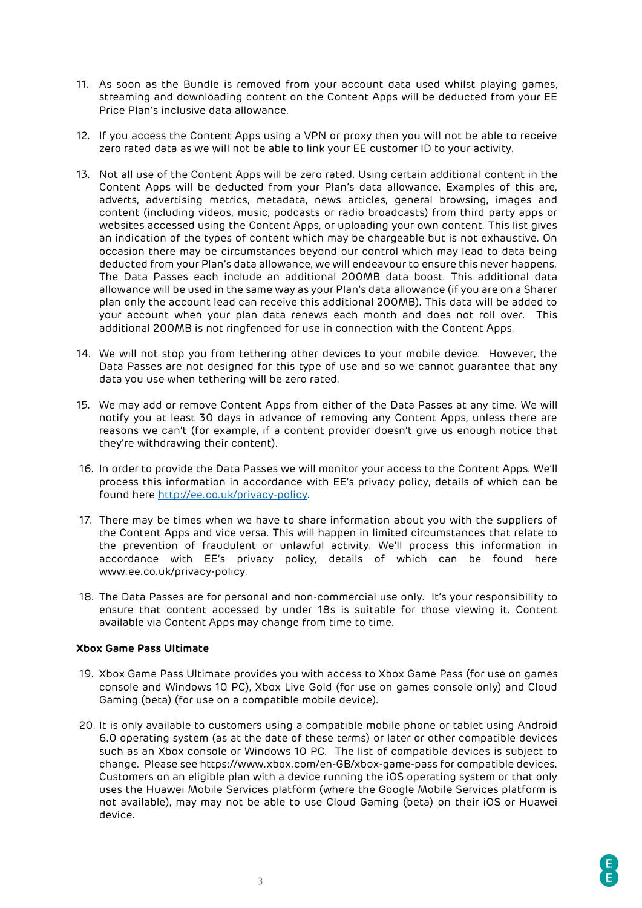11. As soon as the Bundle is removed from your account data used whilst playing games, streaming and downloading content on the Content Apps will be deducted from your EE Price Plan's inclusive data allowance.

12. If you access the Content Apps using a VPN or proxy then you will not be able to receive zero rated data as we will not be able to link your EE customer ID to your activity.

13. Not all use of the Content Apps will be zero rated. Using certain additional content in the Content Apps will be deducted from your Plan's data allowance. Examples of this are, adverts, advertising metrics, metadata, news articles, general browsing, images and content (including videos, music, podcasts or radio broadcasts) from third party apps or websites accessed using the Content Apps, or uploading your own content. This list gives an indication of the types of content which may be chargeable but is not exhaustive. On occasion there may be circumstances beyond our control which may lead to data being deducted from your Plan's data allowance, we will endeavour to ensure this never happens. The Data Passes each include an additional 200MB data boost. This additional data allowance will be used in the same way as your Plan's data allowance (if you are on a Sharer plan only the account lead can receive this additional 200MB). This data will be added to your account when your plan data renews each month and does not roll over. This additional 200MB is not ringfenced for use in connection with the Content Apps.

14. We will not stop you from tethering other devices to your mobile device. However, the Data Passes are not designed for this type of use and so we cannot guarantee that any data you use when tethering will be zero rated.

15. We may add or remove Content Apps from either of the Data Passes at any time. We will notify you at least 30 days in advance of removing any Content Apps, unless there are reasons we can't (for example, if a content provider doesn't give us enough notice that they're withdrawing their content).

16. In order to provide the Data Passes we will monitor your access to the Content Apps. We'll process this information in accordance with EE's privacy policy, details of which can be found here [http://ee.co.uk/privacy-policy](http://ee.co.uk/privacy-policy).

17. There may be times when we have to share information about you with the suppliers of the Content Apps and vice versa. This will happen in limited circumstances that relate to the prevention of fraudulent or unlawful activity. We'll process this information in accordance with EE's privacy policy, details of which can be found here www.ee.co.uk/privacy-policy.

18. The Data Passes are for personal and non-commercial use only. It's your responsibility to ensure that content accessed by under 18s is suitable for those viewing it. Content available via Content Apps may change from time to time.

**Xbox Game Pass Ultimate**

19. Xbox Game Pass Ultimate provides you with access to Xbox Game Pass (for use on games console and Windows 10 PC), Xbox Live Gold (for use on games console only) and Cloud Gaming (beta) (for use on a compatible mobile device).

20. It is only available to customers using a compatible mobile phone or tablet using Android 6.0 operating system (as at the date of these terms) or later or other compatible devices such as an Xbox console or Windows 10 PC. The list of compatible devices is subject to change. Please see https://www.xbox.com/en-GB/xbox-game-pass for compatible devices. Customers on an eligible plan with a device running the iOS operating system or that only uses the Huawei Mobile Services platform (where the Google Mobile Services platform is not available), may may not be able to use Cloud Gaming (beta) on their iOS or Huawei device.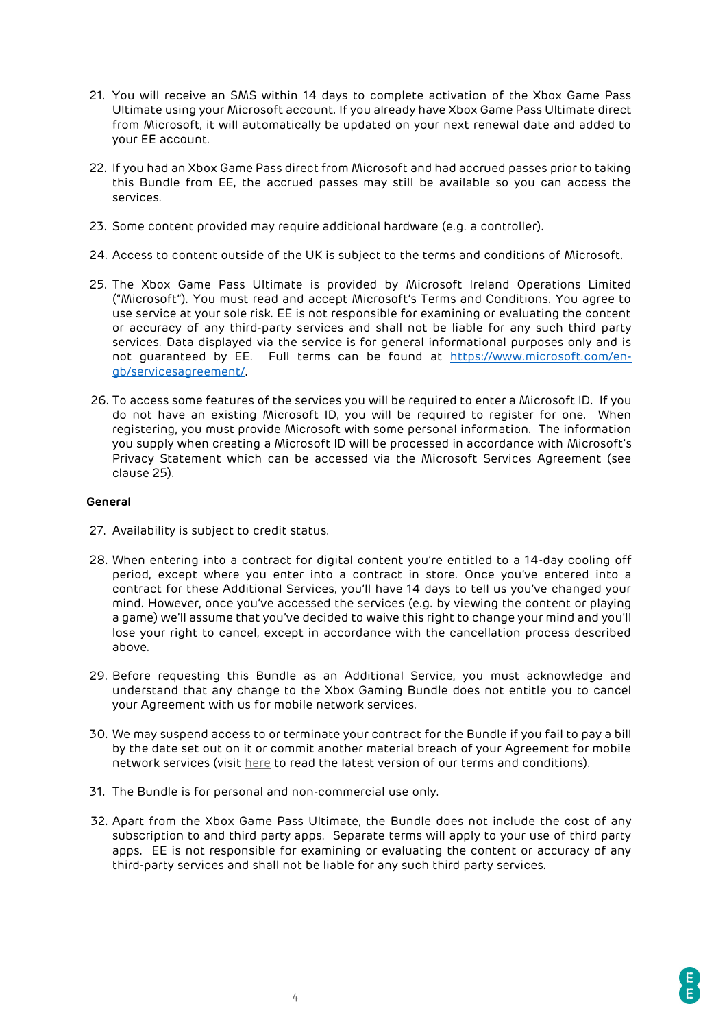21. You will receive an SMS within 14 days to complete activation of the Xbox Game Pass Ultimate using your Microsoft account. If you already have Xbox Game Pass Ultimate direct from Microsoft, it will automatically be updated on your next renewal date and added to your EE account.

22. If you had an Xbox Game Pass direct from Microsoft and had accrued passes prior to taking this Bundle from EE, the accrued passes may still be available so you can access the services.

23. Some content provided may require additional hardware (e.g. a controller).

24. Access to content outside of the UK is subject to the terms and conditions of Microsoft.

25. The Xbox Game Pass Ultimate is provided by Microsoft Ireland Operations Limited ("Microsoft"). You must read and accept Microsoft's Terms and Conditions. You agree to use service at your sole risk. EE is not responsible for examining or evaluating the content or accuracy of any third-party services and shall not be liable for any such third party services. Data displayed via the service is for general informational purposes only and is not guaranteed by EE. Full terms can be found at [https://www.microsoft.com/en-gb/servicesagreement/](https://www.microsoft.com/en-gb/servicesagreement/).

26. To access some features of the services you will be required to enter a Microsoft ID. If you do not have an existing Microsoft ID, you will be required to register for one. When registering, you must provide Microsoft with some personal information. The information you supply when creating a Microsoft ID will be processed in accordance with Microsoft's Privacy Statement which can be accessed via the Microsoft Services Agreement (see clause 25).

**General**

27. Availability is subject to credit status.

28. When entering into a contract for digital content you're entitled to a 14-day cooling off period, except where you enter into a contract in store. Once you've entered into a contract for these Additional Services, you'll have 14 days to tell us you've changed your mind. However, once you've accessed the services (e.g. by viewing the content or playing a game) we'll assume that you've decided to waive this right to change your mind and you'll lose your right to cancel, except in accordance with the cancellation process described above.

29. Before requesting this Bundle as an Additional Service, you must acknowledge and understand that any change to the Xbox Gaming Bundle does not entitle you to cancel your Agreement with us for mobile network services.

30. We may suspend access to or terminate your contract for the Bundle if you fail to pay a bill by the date set out on it or commit another material breach of your Agreement for mobile network services (visit here to read the latest version of our terms and conditions).

31. The Bundle is for personal and non-commercial use only.

32. Apart from the Xbox Game Pass Ultimate, the Bundle does not include the cost of any subscription to and third party apps. Separate terms will apply to your use of third party apps. EE is not responsible for examining or evaluating the content or accuracy of any third-party services and shall not be liable for any such third party services.